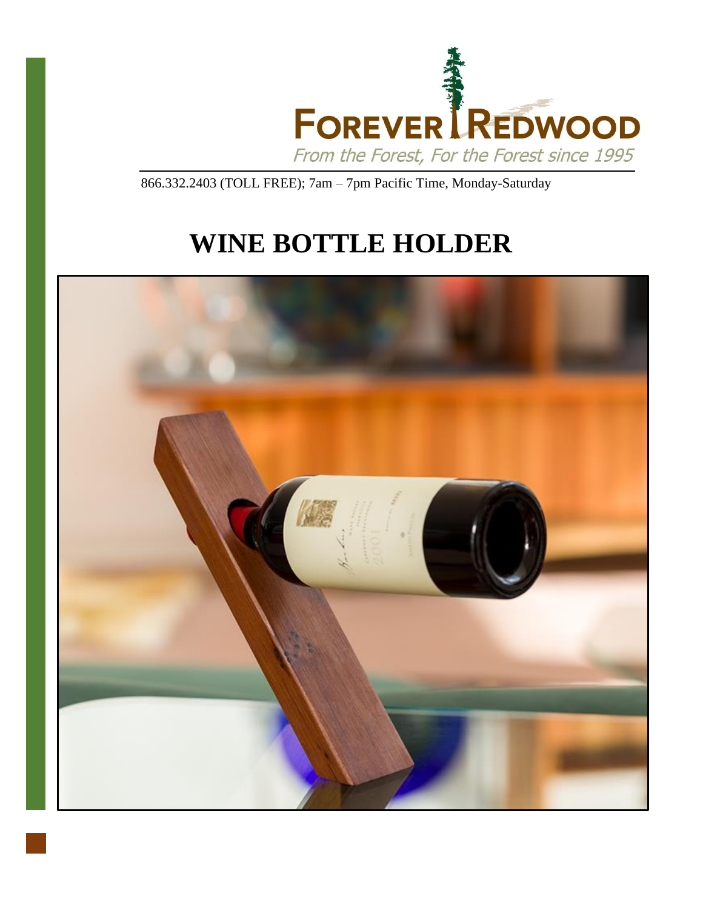FOREVER REDWOOD

From the Forest, For the Forest since 1995

866.332.2403 (TOLL FREE); 7am – 7pm Pacific Time, Monday-Saturday

# WINE BOTTLE HOLDER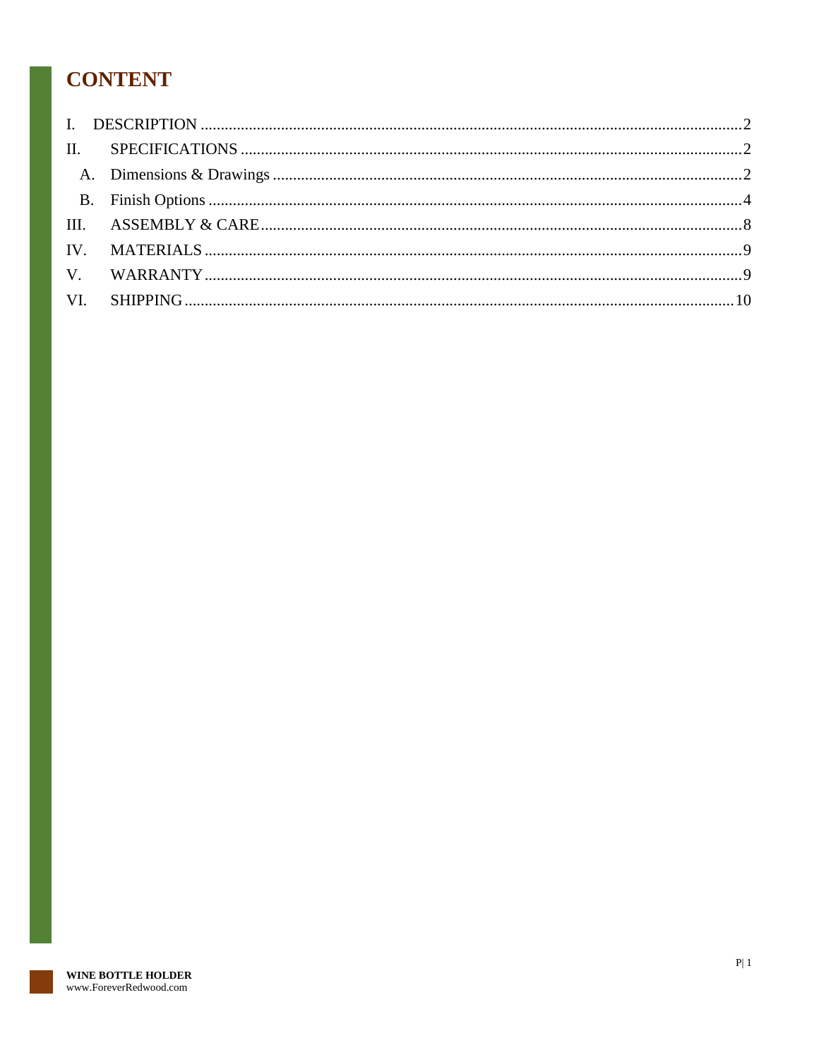# CONTENT

I. DESCRIPTION .......... 2

II. SPECIFICATIONS .......... 2

  A. Dimensions & Drawings .......... 2

  B. Finish Options .......... 4

III. ASSEMBLY & CARE .......... 8

IV. MATERIALS .......... 9

V. WARRANTY .......... 9

VI. SHIPPING .......... 10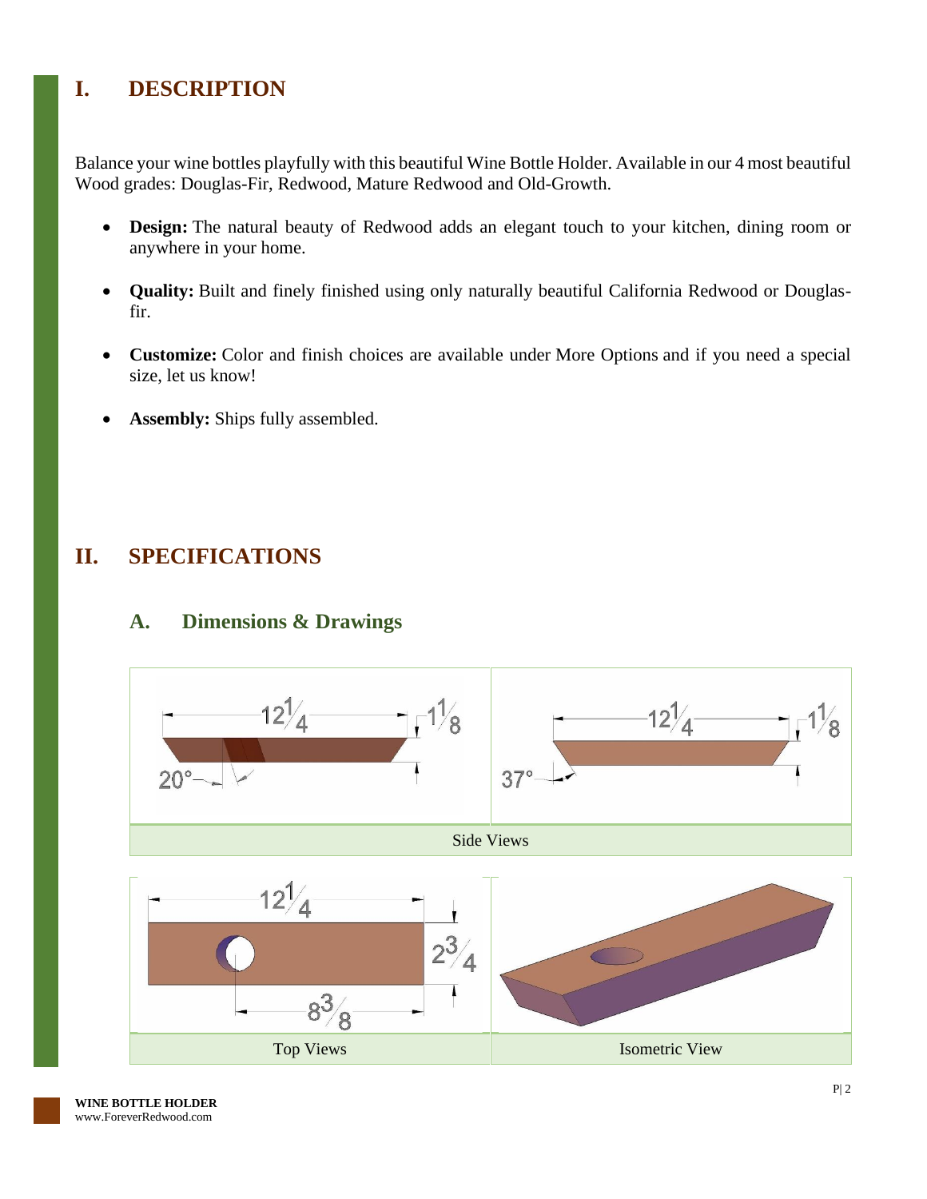# I. DESCRIPTION

Balance your wine bottles playfully with this beautiful Wine Bottle Holder. Available in our 4 most beautiful Wood grades: Douglas-Fir, Redwood, Mature Redwood and Old-Growth.

- **Design:** The natural beauty of Redwood adds an elegant touch to your kitchen, dining room or anywhere in your home.
- **Quality:** Built and finely finished using only naturally beautiful California Redwood or Douglas-fir.
- **Customize:** Color and finish choices are available under More Options and if you need a special size, let us know!
- **Assembly:** Ships fully assembled.

# II. SPECIFICATIONS

## A. Dimensions & Drawings

Side Views

Top Views

Isometric View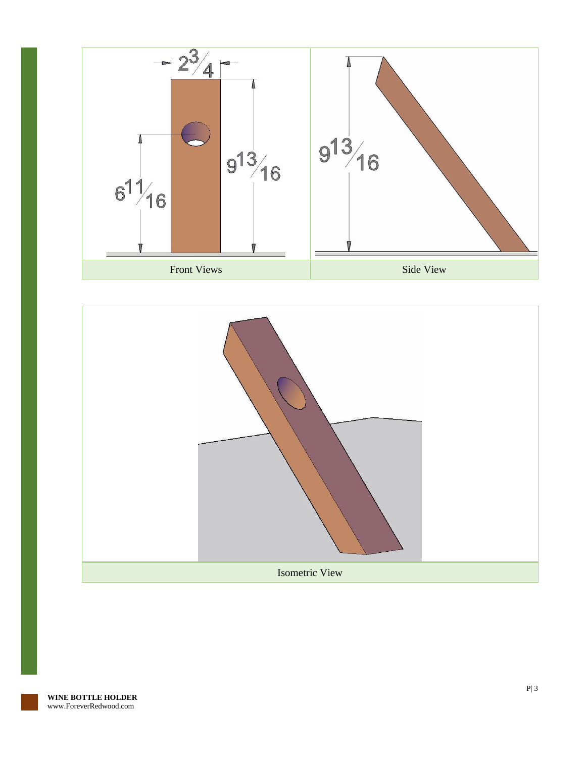$2\frac{3}{4}$

$9\frac{13}{16}$

$6\frac{11}{16}$

Front Views

$9\frac{13}{16}$

Side View

Isometric View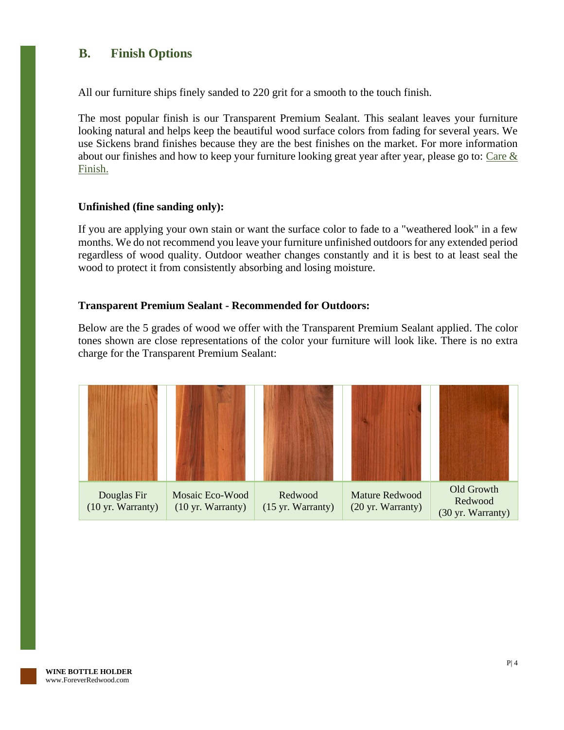## B. Finish Options

All our furniture ships finely sanded to 220 grit for a smooth to the touch finish.

The most popular finish is our Transparent Premium Sealant. This sealant leaves your furniture looking natural and helps keep the beautiful wood surface colors from fading for several years. We use Sickens brand finishes because they are the best finishes on the market. For more information about our finishes and how to keep your furniture looking great year after year, please go to: Care & Finish.

**Unfinished (fine sanding only):**

If you are applying your own stain or want the surface color to fade to a "weathered look" in a few months. We do not recommend you leave your furniture unfinished outdoors for any extended period regardless of wood quality. Outdoor weather changes constantly and it is best to at least seal the wood to protect it from consistently absorbing and losing moisture.

**Transparent Premium Sealant - Recommended for Outdoors:**

Below are the 5 grades of wood we offer with the Transparent Premium Sealant applied. The color tones shown are close representations of the color your furniture will look like. There is no extra charge for the Transparent Premium Sealant:

| Douglas Fir (10 yr. Warranty) | Mosaic Eco-Wood (10 yr. Warranty) | Redwood (15 yr. Warranty) | Mature Redwood (20 yr. Warranty) | Old Growth Redwood (30 yr. Warranty) |
|---|---|---|---|---|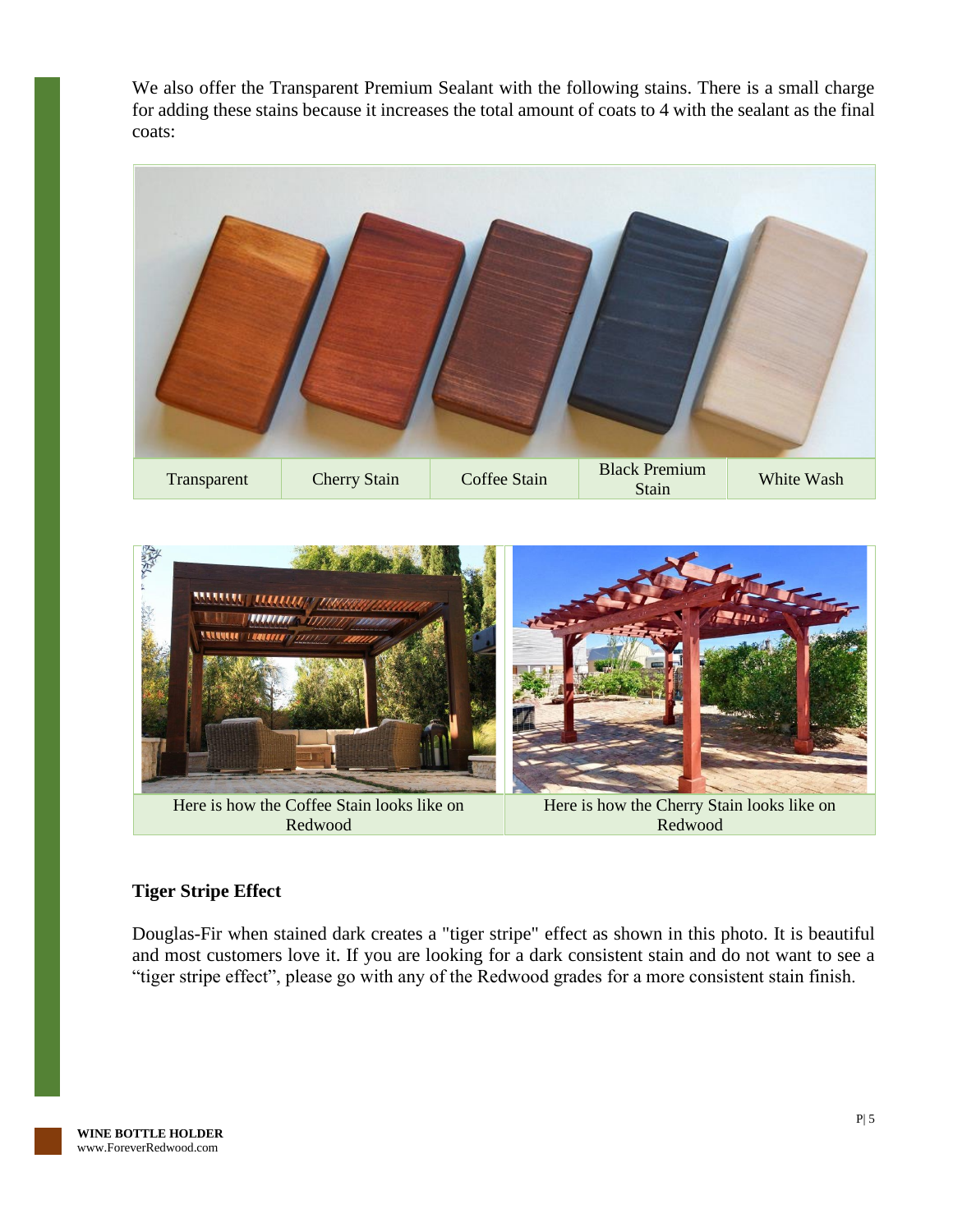We also offer the Transparent Premium Sealant with the following stains. There is a small charge for adding these stains because it increases the total amount of coats to 4 with the sealant as the final coats:

| Transparent | Cherry Stain | Coffee Stain | Black Premium Stain | White Wash |
|---|---|---|---|---|

| Here is how the Coffee Stain looks like on Redwood | Here is how the Cherry Stain looks like on Redwood |
|---|---|

**Tiger Stripe Effect**

Douglas-Fir when stained dark creates a "tiger stripe" effect as shown in this photo. It is beautiful and most customers love it. If you are looking for a dark consistent stain and do not want to see a “tiger stripe effect”, please go with any of the Redwood grades for a more consistent stain finish.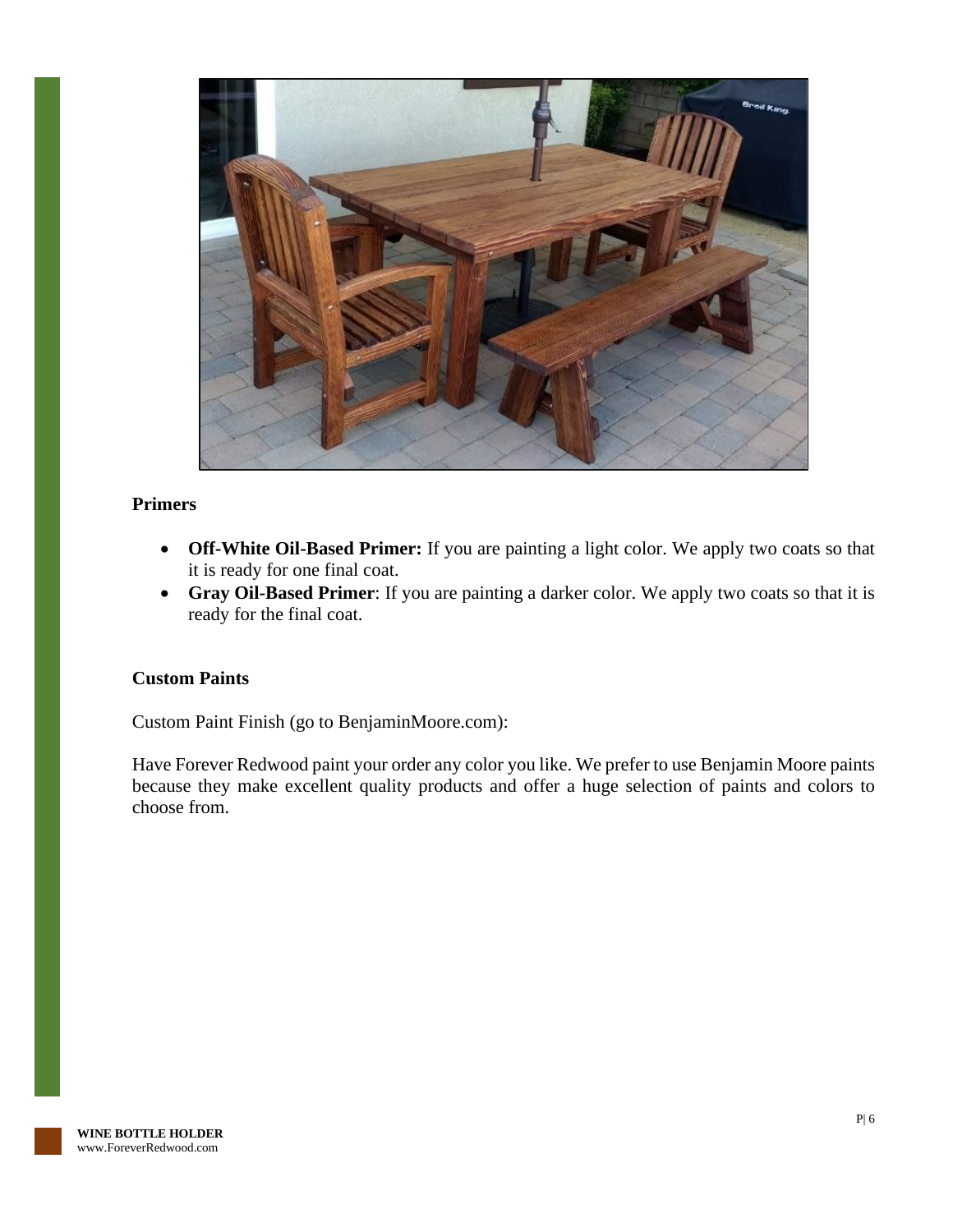**Primers**

- **Off-White Oil-Based Primer:** If you are painting a light color. We apply two coats so that it is ready for one final coat.
- **Gray Oil-Based Primer**: If you are painting a darker color. We apply two coats so that it is ready for the final coat.

**Custom Paints**

Custom Paint Finish (go to BenjaminMoore.com):

Have Forever Redwood paint your order any color you like. We prefer to use Benjamin Moore paints because they make excellent quality products and offer a huge selection of paints and colors to choose from.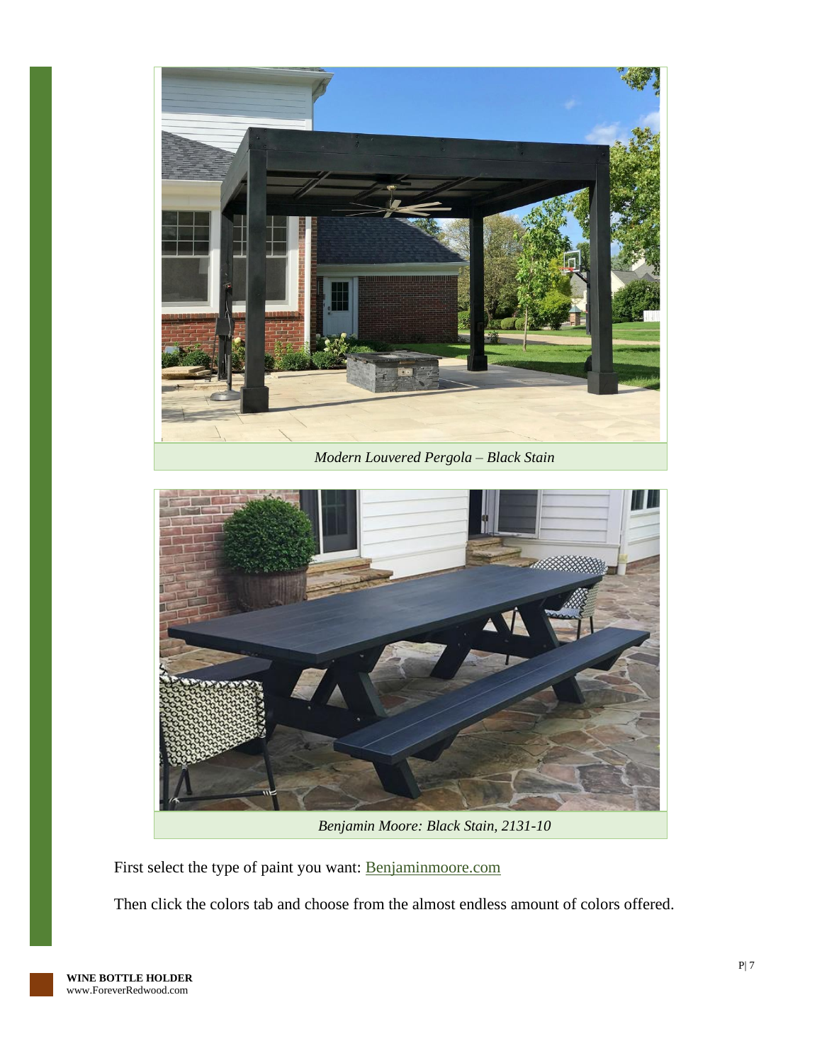*Modern Louvered Pergola – Black Stain*

*Benjamin Moore: Black Stain, 2131-10*

First select the type of paint you want: [Benjaminmoore.com](Benjaminmoore.com)

Then click the colors tab and choose from the almost endless amount of colors offered.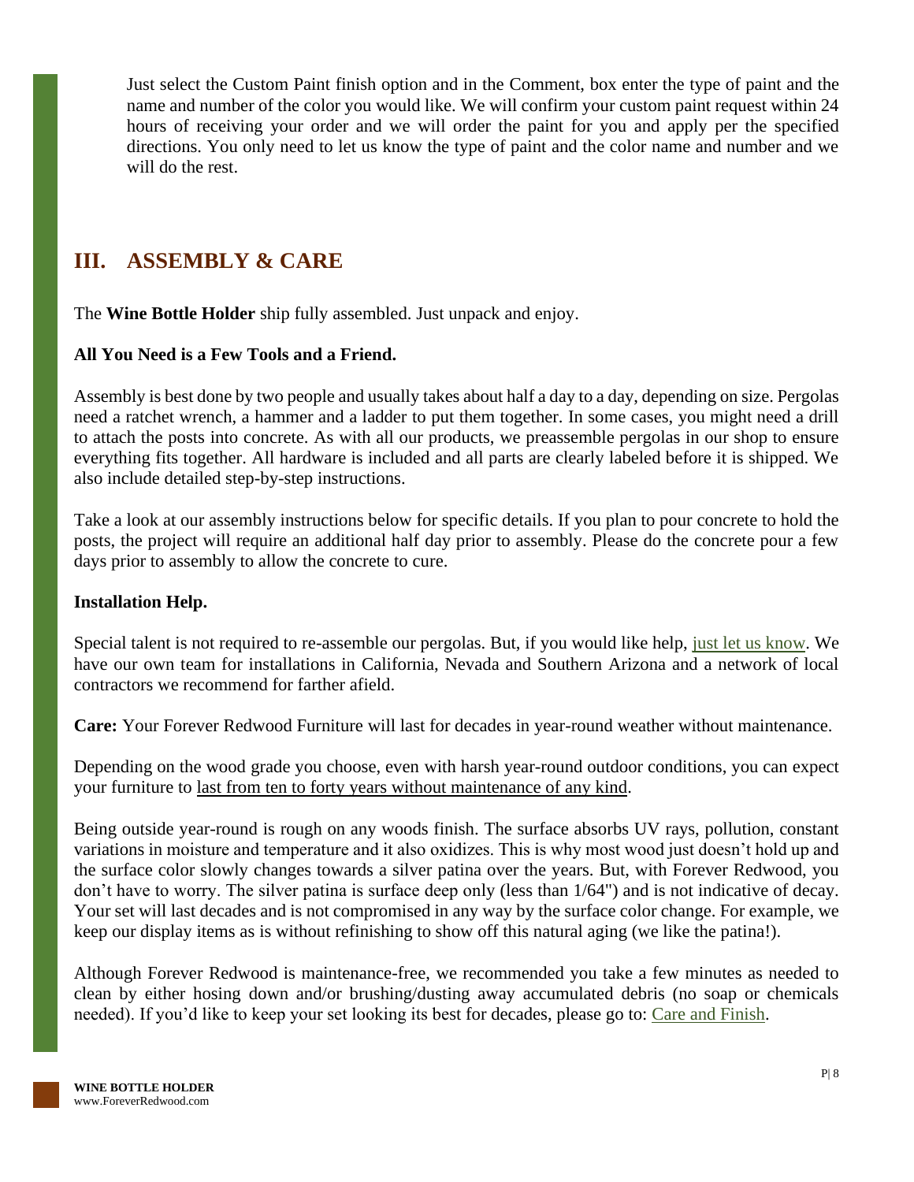Just select the Custom Paint finish option and in the Comment, box enter the type of paint and the name and number of the color you would like. We will confirm your custom paint request within 24 hours of receiving your order and we will order the paint for you and apply per the specified directions. You only need to let us know the type of paint and the color name and number and we will do the rest.

## III. ASSEMBLY & CARE

The **Wine Bottle Holder** ship fully assembled. Just unpack and enjoy.

**All You Need is a Few Tools and a Friend.**

Assembly is best done by two people and usually takes about half a day to a day, depending on size. Pergolas need a ratchet wrench, a hammer and a ladder to put them together. In some cases, you might need a drill to attach the posts into concrete. As with all our products, we preassemble pergolas in our shop to ensure everything fits together. All hardware is included and all parts are clearly labeled before it is shipped. We also include detailed step-by-step instructions.

Take a look at our assembly instructions below for specific details. If you plan to pour concrete to hold the posts, the project will require an additional half day prior to assembly. Please do the concrete pour a few days prior to assembly to allow the concrete to cure.

**Installation Help.**

Special talent is not required to re-assemble our pergolas. But, if you would like help, just let us know. We have our own team for installations in California, Nevada and Southern Arizona and a network of local contractors we recommend for farther afield.

**Care:** Your Forever Redwood Furniture will last for decades in year-round weather without maintenance.

Depending on the wood grade you choose, even with harsh year-round outdoor conditions, you can expect your furniture to last from ten to forty years without maintenance of any kind.

Being outside year-round is rough on any woods finish. The surface absorbs UV rays, pollution, constant variations in moisture and temperature and it also oxidizes. This is why most wood just doesn't hold up and the surface color slowly changes towards a silver patina over the years. But, with Forever Redwood, you don't have to worry. The silver patina is surface deep only (less than 1/64") and is not indicative of decay. Your set will last decades and is not compromised in any way by the surface color change. For example, we keep our display items as is without refinishing to show off this natural aging (we like the patina!).

Although Forever Redwood is maintenance-free, we recommended you take a few minutes as needed to clean by either hosing down and/or brushing/dusting away accumulated debris (no soap or chemicals needed). If you'd like to keep your set looking its best for decades, please go to: Care and Finish.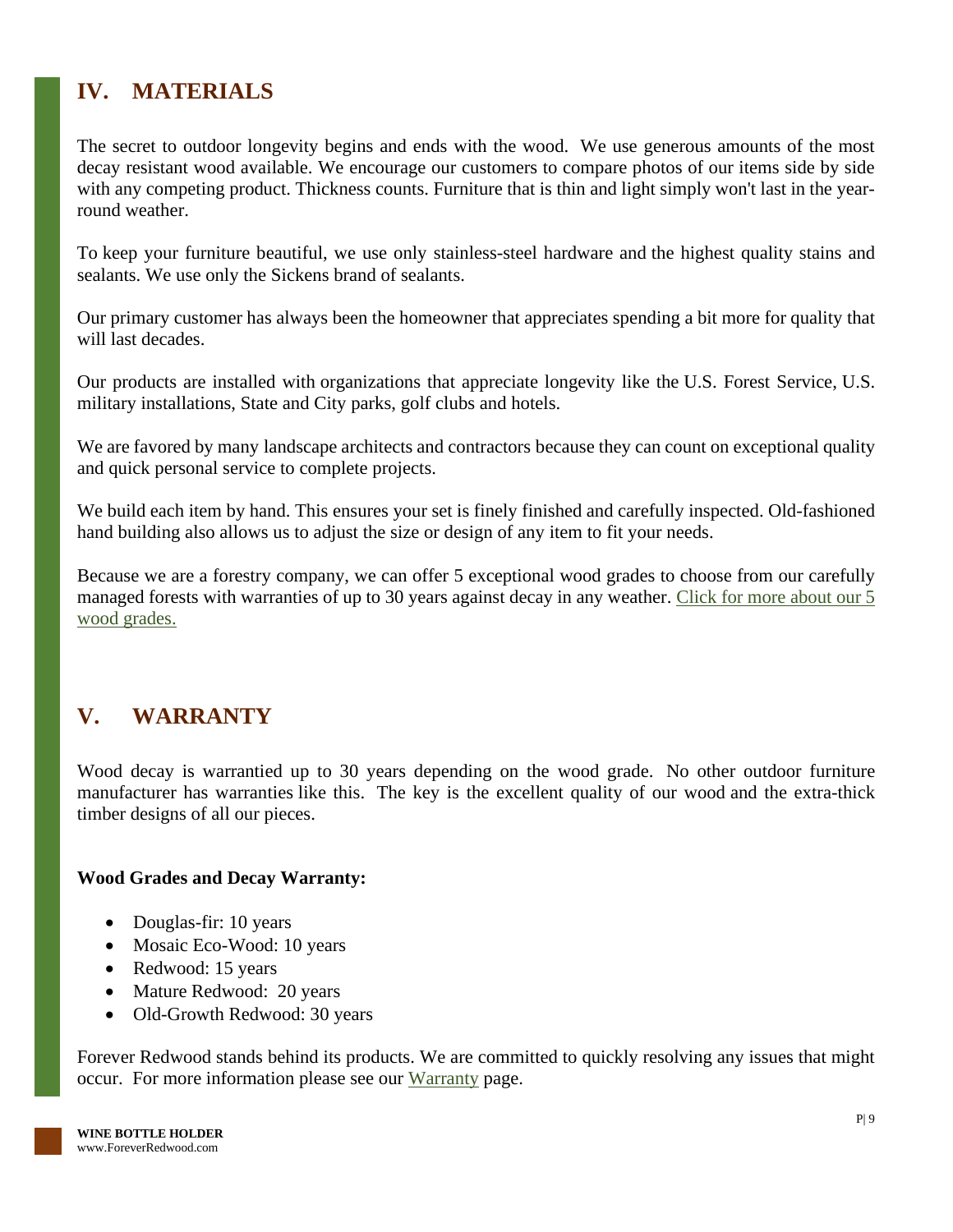## IV. MATERIALS

The secret to outdoor longevity begins and ends with the wood. We use generous amounts of the most decay resistant wood available. We encourage our customers to compare photos of our items side by side with any competing product. Thickness counts. Furniture that is thin and light simply won't last in the year-round weather.

To keep your furniture beautiful, we use only stainless-steel hardware and the highest quality stains and sealants. We use only the Sickens brand of sealants.

Our primary customer has always been the homeowner that appreciates spending a bit more for quality that will last decades.

Our products are installed with organizations that appreciate longevity like the U.S. Forest Service, U.S. military installations, State and City parks, golf clubs and hotels.

We are favored by many landscape architects and contractors because they can count on exceptional quality and quick personal service to complete projects.

We build each item by hand. This ensures your set is finely finished and carefully inspected. Old-fashioned hand building also allows us to adjust the size or design of any item to fit your needs.

Because we are a forestry company, we can offer 5 exceptional wood grades to choose from our carefully managed forests with warranties of up to 30 years against decay in any weather. Click for more about our 5 wood grades.

## V. WARRANTY

Wood decay is warrantied up to 30 years depending on the wood grade. No other outdoor furniture manufacturer has warranties like this. The key is the excellent quality of our wood and the extra-thick timber designs of all our pieces.

**Wood Grades and Decay Warranty:**

- Douglas-fir: 10 years
- Mosaic Eco-Wood: 10 years
- Redwood: 15 years
- Mature Redwood: 20 years
- Old-Growth Redwood: 30 years

Forever Redwood stands behind its products. We are committed to quickly resolving any issues that might occur. For more information please see our Warranty page.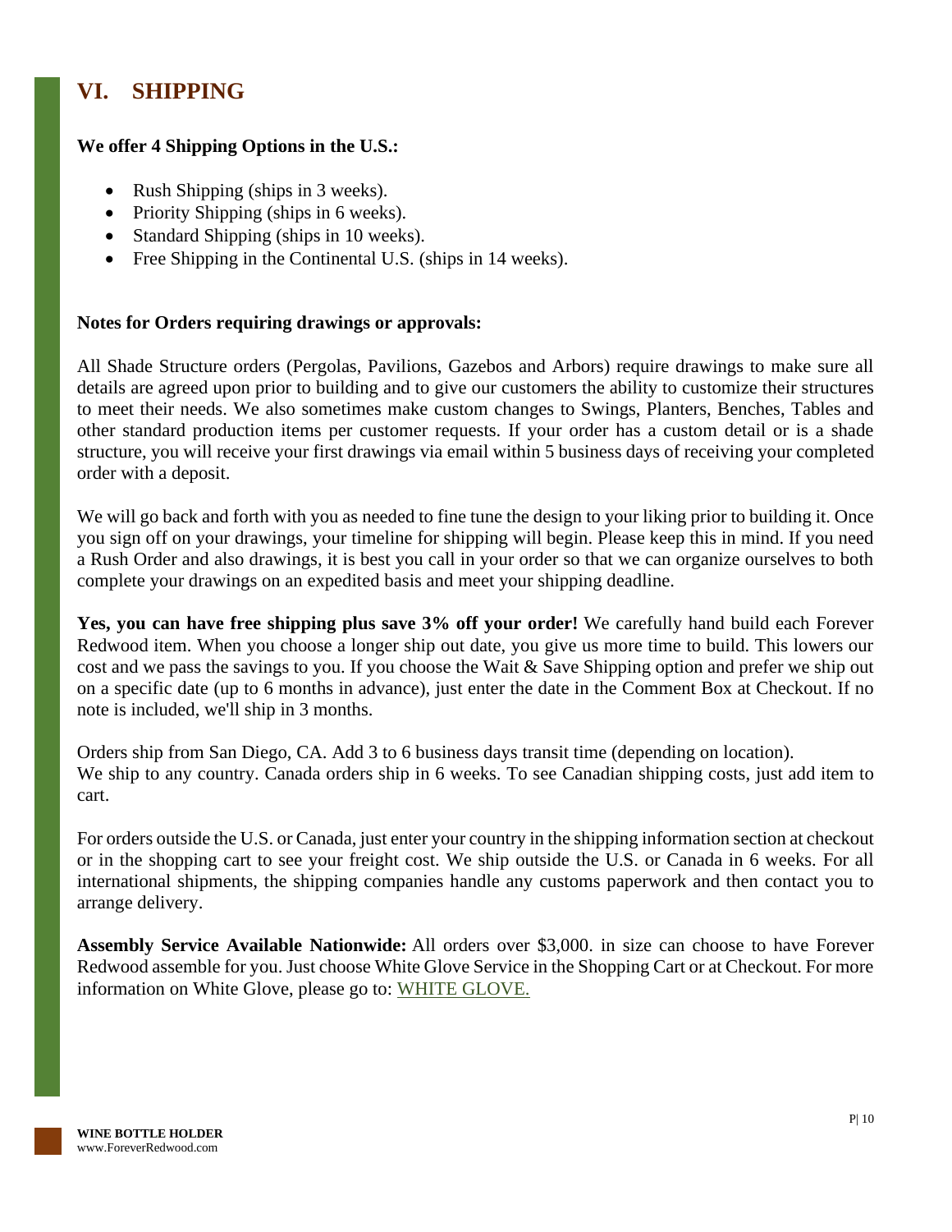# VI. SHIPPING

**We offer 4 Shipping Options in the U.S.:**

- Rush Shipping (ships in 3 weeks).
- Priority Shipping (ships in 6 weeks).
- Standard Shipping (ships in 10 weeks).
- Free Shipping in the Continental U.S. (ships in 14 weeks).

**Notes for Orders requiring drawings or approvals:**

All Shade Structure orders (Pergolas, Pavilions, Gazebos and Arbors) require drawings to make sure all details are agreed upon prior to building and to give our customers the ability to customize their structures to meet their needs. We also sometimes make custom changes to Swings, Planters, Benches, Tables and other standard production items per customer requests. If your order has a custom detail or is a shade structure, you will receive your first drawings via email within 5 business days of receiving your completed order with a deposit.

We will go back and forth with you as needed to fine tune the design to your liking prior to building it. Once you sign off on your drawings, your timeline for shipping will begin. Please keep this in mind. If you need a Rush Order and also drawings, it is best you call in your order so that we can organize ourselves to both complete your drawings on an expedited basis and meet your shipping deadline.

**Yes, you can have free shipping plus save 3% off your order!** We carefully hand build each Forever Redwood item. When you choose a longer ship out date, you give us more time to build. This lowers our cost and we pass the savings to you. If you choose the Wait & Save Shipping option and prefer we ship out on a specific date (up to 6 months in advance), just enter the date in the Comment Box at Checkout. If no note is included, we'll ship in 3 months.

Orders ship from San Diego, CA. Add 3 to 6 business days transit time (depending on location).
We ship to any country. Canada orders ship in 6 weeks. To see Canadian shipping costs, just add item to cart.

For orders outside the U.S. or Canada, just enter your country in the shipping information section at checkout or in the shopping cart to see your freight cost. We ship outside the U.S. or Canada in 6 weeks. For all international shipments, the shipping companies handle any customs paperwork and then contact you to arrange delivery.

**Assembly Service Available Nationwide:** All orders over $3,000. in size can choose to have Forever Redwood assemble for you. Just choose White Glove Service in the Shopping Cart or at Checkout. For more information on White Glove, please go to: WHITE GLOVE.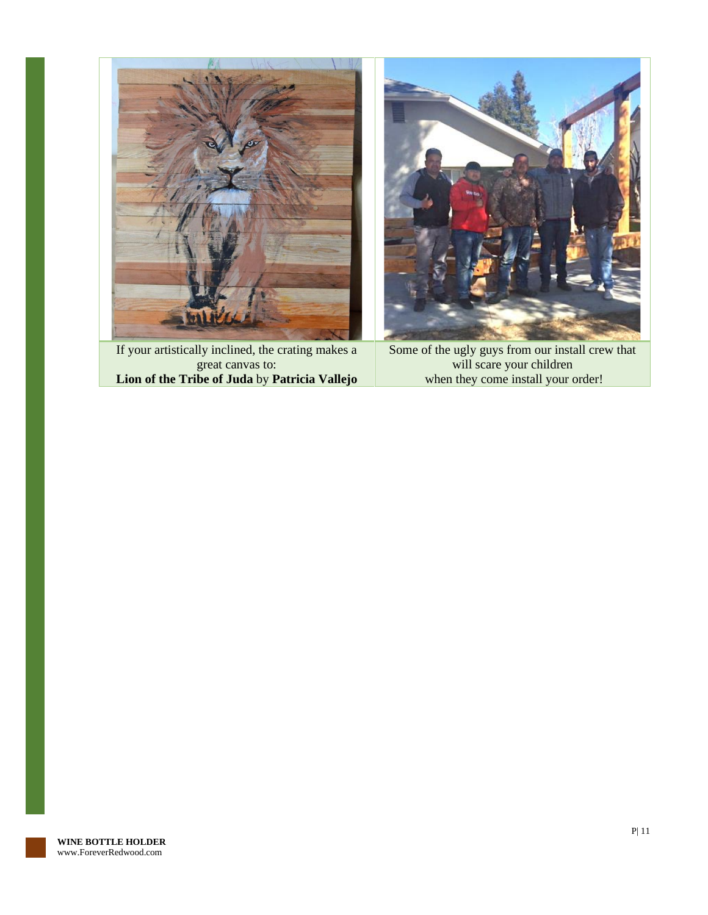If your artistically inclined, the crating makes a great canvas to:
**Lion of the Tribe of Juda** by **Patricia Vallejo**

Some of the ugly guys from our install crew that will scare your children when they come install your order!